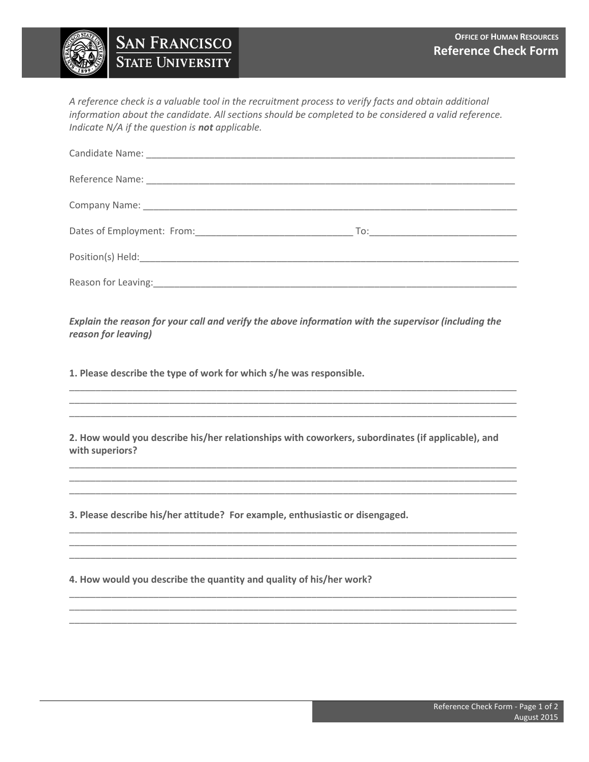**OFFICE OF HUMAN RESOURCES**

# Reference Check Form

*A reference check is a valuable tool in the recruitment process to verify facts and obtain additional information about the candidate. All sections should be completed to be considered a valid reference. Indicate N/A if the question is **not** applicable.*

Candidate Name: ___________________________________________________________________________

Reference Name: ___________________________________________________________________________

Company Name: ____________________________________________________________________________

Dates of Employment: From:______________________________ To:____________________________

Position(s) Held:______________________________________________________________________________

Reason for Leaving:___________________________________________________________________________

***Explain the reason for your call and verify the above information with the supervisor (including the reason for leaving)***

**1. Please describe the type of work for which s/he was responsible.**

_________________________________________________________________________________________
_________________________________________________________________________________________
_________________________________________________________________________________________

**2. How would you describe his/her relationships with coworkers, subordinates (if applicable), and with superiors?**

_________________________________________________________________________________________
_________________________________________________________________________________________
_________________________________________________________________________________________

**3. Please describe his/her attitude? For example, enthusiastic or disengaged.**

_________________________________________________________________________________________
_________________________________________________________________________________________
_________________________________________________________________________________________

**4. How would you describe the quantity and quality of his/her work?**

_________________________________________________________________________________________
_________________________________________________________________________________________
_________________________________________________________________________________________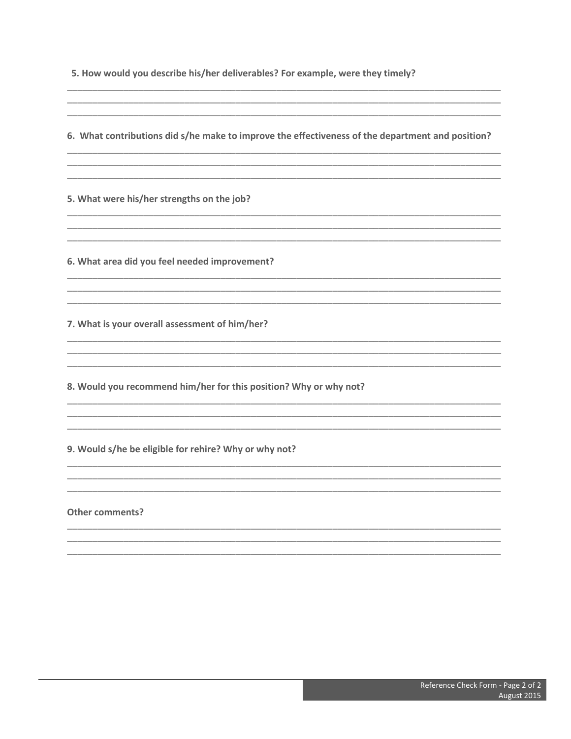**5. How would you describe his/her deliverables? For example, were they timely?**

________________________________________________________________________________________________
________________________________________________________________________________________________
________________________________________________________________________________________________

**6. What contributions did s/he make to improve the effectiveness of the department and position?**

________________________________________________________________________________________________
________________________________________________________________________________________________
________________________________________________________________________________________________

**5. What were his/her strengths on the job?**

________________________________________________________________________________________________
________________________________________________________________________________________________
________________________________________________________________________________________________

**6. What area did you feel needed improvement?**

________________________________________________________________________________________________
________________________________________________________________________________________________
________________________________________________________________________________________________

**7. What is your overall assessment of him/her?**

________________________________________________________________________________________________
________________________________________________________________________________________________
________________________________________________________________________________________________

**8. Would you recommend him/her for this position? Why or why not?**

________________________________________________________________________________________________
________________________________________________________________________________________________
________________________________________________________________________________________________

**9. Would s/he be eligible for rehire? Why or why not?**

________________________________________________________________________________________________
________________________________________________________________________________________________
________________________________________________________________________________________________

**Other comments?**

________________________________________________________________________________________________
________________________________________________________________________________________________
________________________________________________________________________________________________